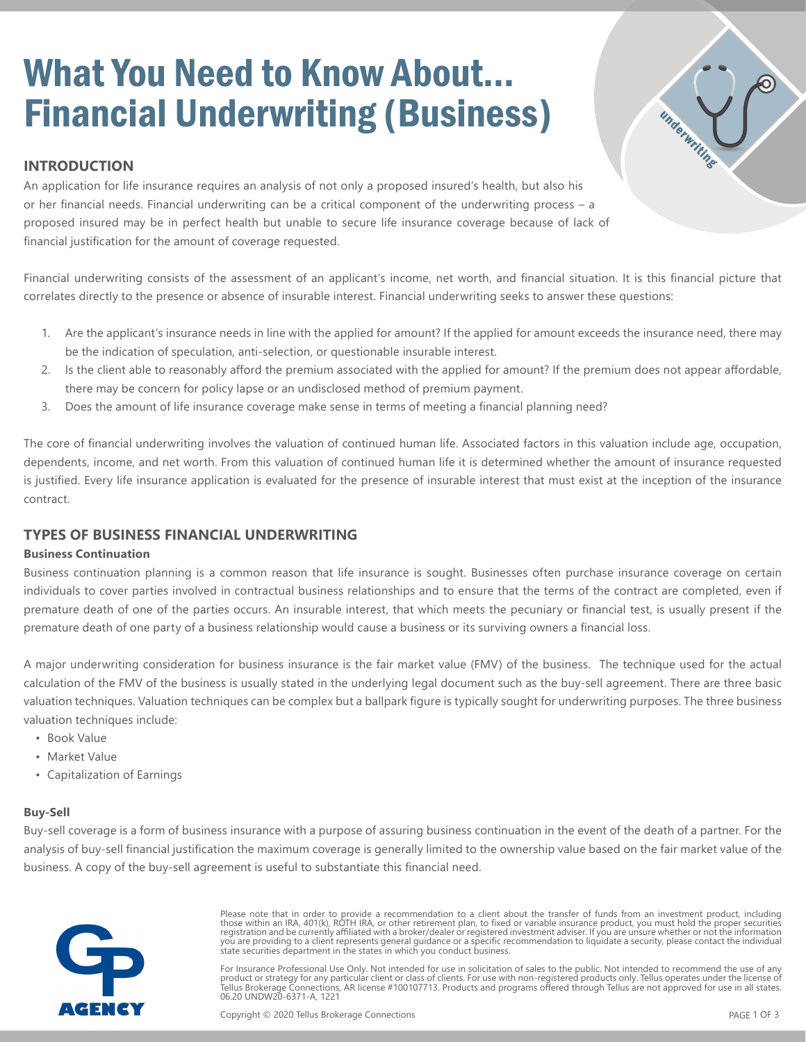# What You Need to Know About... Financial Underwriting (Business)

## INTRODUCTION

An application for life insurance requires an analysis of not only a proposed insured's health, but also his or her financial needs. Financial underwriting can be a critical component of the underwriting process – a proposed insured may be in perfect health but unable to secure life insurance coverage because of lack of financial justification for the amount of coverage requested.

Financial underwriting consists of the assessment of an applicant's income, net worth, and financial situation. It is this financial picture that correlates directly to the presence or absence of insurable interest. Financial underwriting seeks to answer these questions:

1. Are the applicant's insurance needs in line with the applied for amount? If the applied for amount exceeds the insurance need, there may be the indication of speculation, anti-selection, or questionable insurable interest.
2. Is the client able to reasonably afford the premium associated with the applied for amount? If the premium does not appear affordable, there may be concern for policy lapse or an undisclosed method of premium payment.
3. Does the amount of life insurance coverage make sense in terms of meeting a financial planning need?

The core of financial underwriting involves the valuation of continued human life. Associated factors in this valuation include age, occupation, dependents, income, and net worth. From this valuation of continued human life it is determined whether the amount of insurance requested is justified. Every life insurance application is evaluated for the presence of insurable interest that must exist at the inception of the insurance contract.

## TYPES OF BUSINESS FINANCIAL UNDERWRITING

### Business Continuation

Business continuation planning is a common reason that life insurance is sought. Businesses often purchase insurance coverage on certain individuals to cover parties involved in contractual business relationships and to ensure that the terms of the contract are completed, even if premature death of one of the parties occurs. An insurable interest, that which meets the pecuniary or financial test, is usually present if the premature death of one party of a business relationship would cause a business or its surviving owners a financial loss.

A major underwriting consideration for business insurance is the fair market value (FMV) of the business. The technique used for the actual calculation of the FMV of the business is usually stated in the underlying legal document such as the buy-sell agreement. There are three basic valuation techniques. Valuation techniques can be complex but a ballpark figure is typically sought for underwriting purposes. The three business valuation techniques include:

- Book Value
- Market Value
- Capitalization of Earnings

### Buy-Sell

Buy-sell coverage is a form of business insurance with a purpose of assuring business continuation in the event of the death of a partner. For the analysis of buy-sell financial justification the maximum coverage is generally limited to the ownership value based on the fair market value of the business. A copy of the buy-sell agreement is useful to substantiate this financial need.

Please note that in order to provide a recommendation to a client about the transfer of funds from an investment product, including those within an IRA, 401(k), ROTH IRA, or other retirement plan, to fixed or variable insurance product, you must hold the proper securities registration and be currently affiliated with a broker/dealer or registered investment adviser. If you are unsure whether or not the information you are providing to a client represents general guidance or a specific recommendation to liquidate a security, please contact the individual state securities department in the states in which you conduct business.

For Insurance Professional Use Only. Not intended for use in solicitation of sales to the public. Not intended to recommend the use of any product or strategy for any particular client or class of clients. For use with non-registered products only. Tellus operates under the license of Tellus Brokerage Connections, AR license #100107713. Products and programs offered through Tellus are not approved for use in all states. 06.20 UNDW20-6371-A, 1221

Copyright © 2020 Tellus Brokerage Connections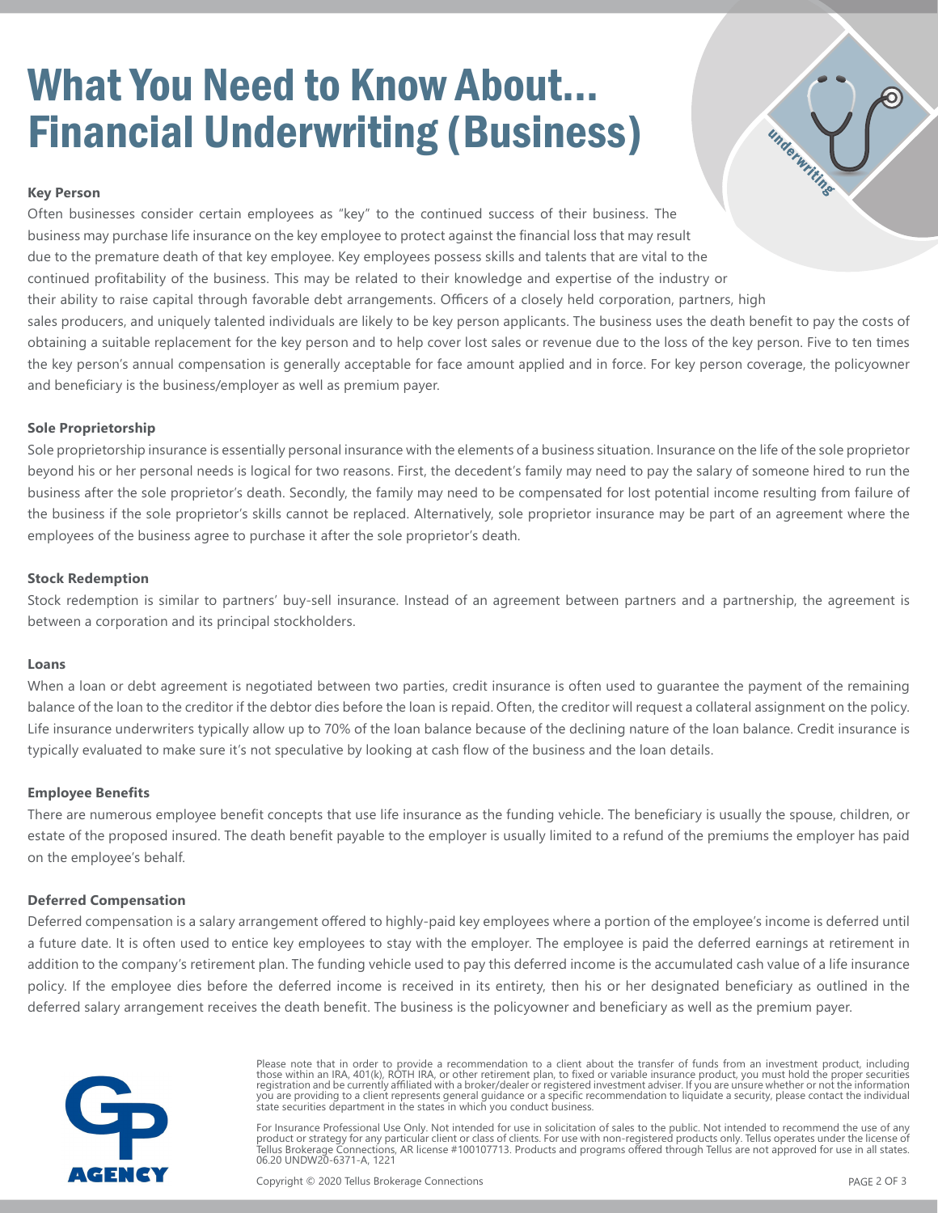# What You Need to Know About... Financial Underwriting (Business)

**Key Person**

Often businesses consider certain employees as "key" to the continued success of their business. The business may purchase life insurance on the key employee to protect against the financial loss that may result due to the premature death of that key employee. Key employees possess skills and talents that are vital to the continued profitability of the business. This may be related to their knowledge and expertise of the industry or their ability to raise capital through favorable debt arrangements. Officers of a closely held corporation, partners, high sales producers, and uniquely talented individuals are likely to be key person applicants. The business uses the death benefit to pay the costs of obtaining a suitable replacement for the key person and to help cover lost sales or revenue due to the loss of the key person. Five to ten times the key person's annual compensation is generally acceptable for face amount applied and in force. For key person coverage, the policyowner and beneficiary is the business/employer as well as premium payer.

**Sole Proprietorship**

Sole proprietorship insurance is essentially personal insurance with the elements of a business situation. Insurance on the life of the sole proprietor beyond his or her personal needs is logical for two reasons. First, the decedent's family may need to pay the salary of someone hired to run the business after the sole proprietor's death. Secondly, the family may need to be compensated for lost potential income resulting from failure of the business if the sole proprietor's skills cannot be replaced. Alternatively, sole proprietor insurance may be part of an agreement where the employees of the business agree to purchase it after the sole proprietor's death.

**Stock Redemption**

Stock redemption is similar to partners' buy-sell insurance. Instead of an agreement between partners and a partnership, the agreement is between a corporation and its principal stockholders.

**Loans**

When a loan or debt agreement is negotiated between two parties, credit insurance is often used to guarantee the payment of the remaining balance of the loan to the creditor if the debtor dies before the loan is repaid. Often, the creditor will request a collateral assignment on the policy. Life insurance underwriters typically allow up to 70% of the loan balance because of the declining nature of the loan balance. Credit insurance is typically evaluated to make sure it's not speculative by looking at cash flow of the business and the loan details.

**Employee Benefits**

There are numerous employee benefit concepts that use life insurance as the funding vehicle. The beneficiary is usually the spouse, children, or estate of the proposed insured. The death benefit payable to the employer is usually limited to a refund of the premiums the employer has paid on the employee's behalf.

**Deferred Compensation**

Deferred compensation is a salary arrangement offered to highly-paid key employees where a portion of the employee's income is deferred until a future date. It is often used to entice key employees to stay with the employer. The employee is paid the deferred earnings at retirement in addition to the company's retirement plan. The funding vehicle used to pay this deferred income is the accumulated cash value of a life insurance policy. If the employee dies before the deferred income is received in its entirety, then his or her designated beneficiary as outlined in the deferred salary arrangement receives the death benefit. The business is the policyowner and beneficiary as well as the premium payer.

Please note that in order to provide a recommendation to a client about the transfer of funds from an investment product, including those within an IRA, 401(k), ROTH IRA, or other retirement plan, to fixed or variable insurance product, you must hold the proper securities registration and be currently affiliated with a broker/dealer or registered investment adviser. If you are unsure whether or not the information you are providing to a client represents general guidance or a specific recommendation to liquidate a security, please contact the individual state securities department in the states in which you conduct business.

For Insurance Professional Use Only. Not intended for use in solicitation of sales to the public. Not intended to recommend the use of any product or strategy for any particular client or class of clients. For use with non-registered products only. Tellus operates under the license of Tellus Brokerage Connections, AR license #100107713. Products and programs offered through Tellus are not approved for use in all states. 06.20 UNDW20-6371-A, 1221

Copyright © 2020 Tellus Brokerage Connections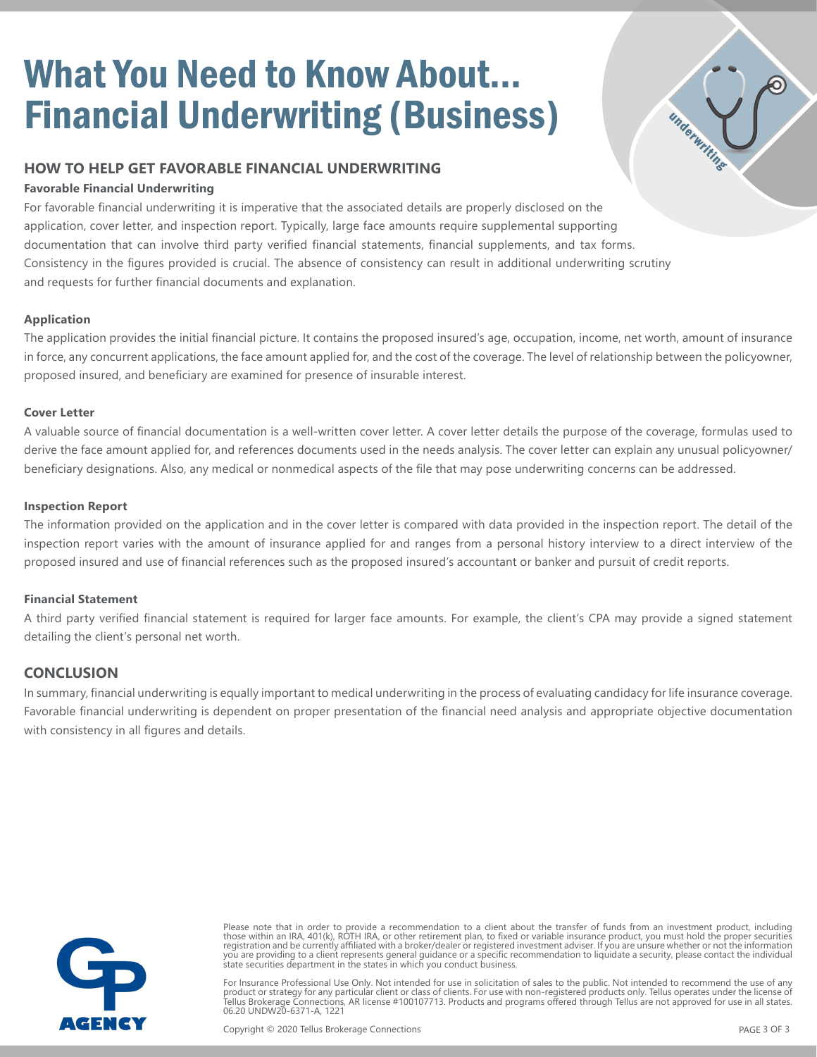# What You Need to Know About… Financial Underwriting (Business)

## HOW TO HELP GET FAVORABLE FINANCIAL UNDERWRITING

### Favorable Financial Underwriting

For favorable financial underwriting it is imperative that the associated details are properly disclosed on the application, cover letter, and inspection report. Typically, large face amounts require supplemental supporting documentation that can involve third party verified financial statements, financial supplements, and tax forms. Consistency in the figures provided is crucial. The absence of consistency can result in additional underwriting scrutiny and requests for further financial documents and explanation.

### Application

The application provides the initial financial picture. It contains the proposed insured's age, occupation, income, net worth, amount of insurance in force, any concurrent applications, the face amount applied for, and the cost of the coverage. The level of relationship between the policyowner, proposed insured, and beneficiary are examined for presence of insurable interest.

### Cover Letter

A valuable source of financial documentation is a well-written cover letter. A cover letter details the purpose of the coverage, formulas used to derive the face amount applied for, and references documents used in the needs analysis. The cover letter can explain any unusual policyowner/beneficiary designations. Also, any medical or nonmedical aspects of the file that may pose underwriting concerns can be addressed.

### Inspection Report

The information provided on the application and in the cover letter is compared with data provided in the inspection report. The detail of the inspection report varies with the amount of insurance applied for and ranges from a personal history interview to a direct interview of the proposed insured and use of financial references such as the proposed insured's accountant or banker and pursuit of credit reports.

### Financial Statement

A third party verified financial statement is required for larger face amounts. For example, the client's CPA may provide a signed statement detailing the client's personal net worth.

## CONCLUSION

In summary, financial underwriting is equally important to medical underwriting in the process of evaluating candidacy for life insurance coverage. Favorable financial underwriting is dependent on proper presentation of the financial need analysis and appropriate objective documentation with consistency in all figures and details.

Please note that in order to provide a recommendation to a client about the transfer of funds from an investment product, including those within an IRA, 401(k), ROTH IRA, or other retirement plan, to fixed or variable insurance product, you must hold the proper securities registration and be currently affiliated with a broker/dealer or registered investment adviser. If you are unsure whether or not the information you are providing to a client represents general guidance or a specific recommendation to liquidate a security, please contact the individual state securities department in the states in which you conduct business.

For Insurance Professional Use Only. Not intended for use in solicitation of sales to the public. Not intended to recommend the use of any product or strategy for any particular client or class of clients. For use with non-registered products only. Tellus operates under the license of Tellus Brokerage Connections, AR license #100107713. Products and programs offered through Tellus are not approved for use in all states. 06.20 UNDW20-6371-A, 1221

Copyright © 2020 Tellus Brokerage Connections